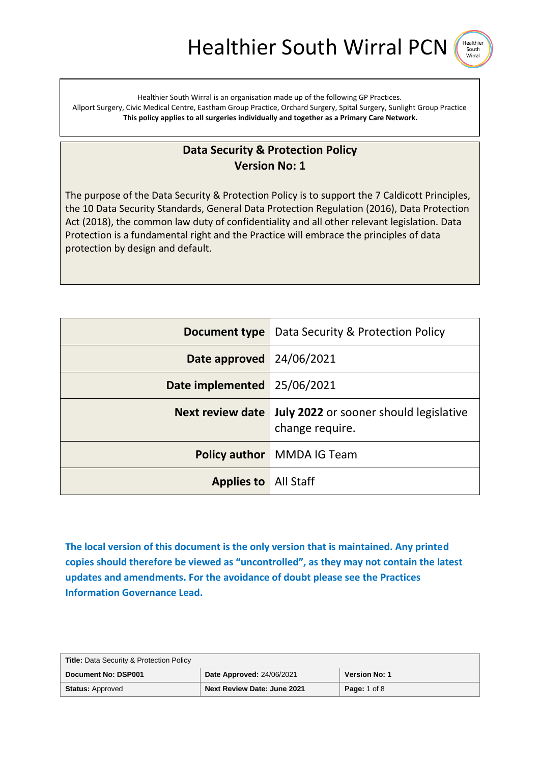# Healthier South Wirral PCN

Healthier South Wirral is an organisation made up of the following GP Practices.
Allport Surgery, Civic Medical Centre, Eastham Group Practice, Orchard Surgery, Spital Surgery, Sunlight Group Practice
**This policy applies to all surgeries individually and together as a Primary Care Network.**

## Data Security & Protection Policy
## Version No: 1

The purpose of the Data Security & Protection Policy is to support the 7 Caldicott Principles, the 10 Data Security Standards, General Data Protection Regulation (2016), Data Protection Act (2018), the common law duty of confidentiality and all other relevant legislation. Data Protection is a fundamental right and the Practice will embrace the principles of data protection by design and default.

| | |
|---|---|
| **Document type** | Data Security & Protection Policy |
| **Date approved** | 24/06/2021 |
| **Date implemented** | 25/06/2021 |
| **Next review date** | **July 2022** or sooner should legislative change require. |
| **Policy author** | MMDA IG Team |
| **Applies to** | All Staff |

**The local version of this document is the only version that is maintained. Any printed copies should therefore be viewed as "uncontrolled", as they may not contain the latest updates and amendments. For the avoidance of doubt please see the Practices Information Governance Lead.**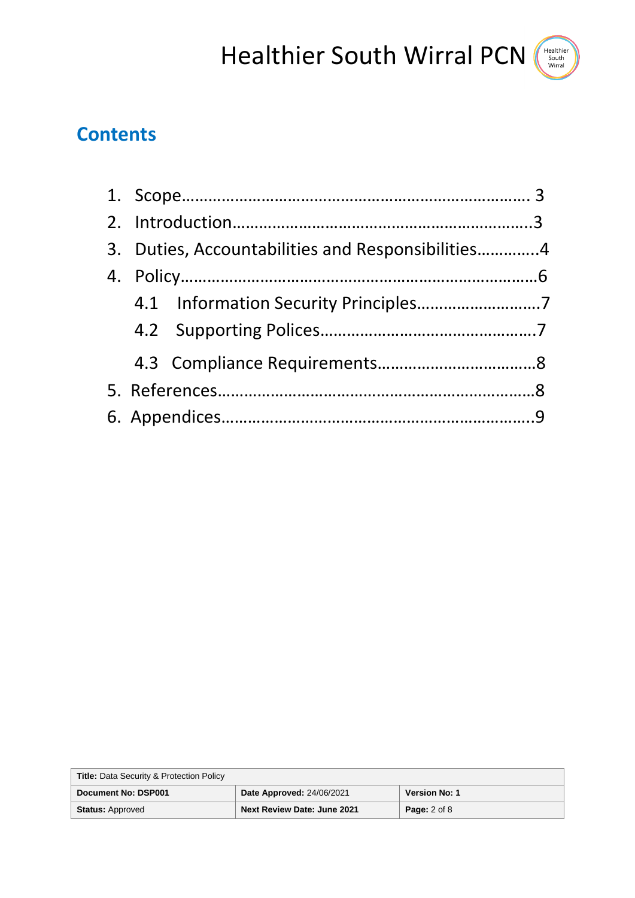## Contents

1. Scope…………………………………………………………………… 3
2. Introduction……………………………………………………………..3
3. Duties, Accountabilities and Responsibilities…………..4
4. Policy……………………………………………………………………6
   - 4.1 Information Security Principles………………………7
   - 4.2 Supporting Polices…………………………………………7
   - 4.3 Compliance Requirements……………………………8
5. References……………………………………………………………8
6. Appendices……………………………………………………………9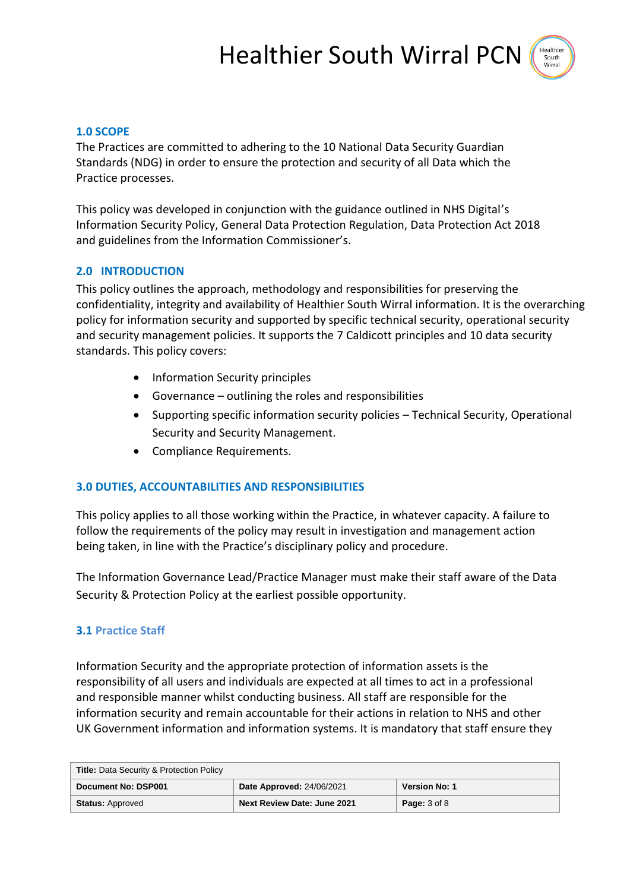## 1.0 SCOPE

The Practices are committed to adhering to the 10 National Data Security Guardian Standards (NDG) in order to ensure the protection and security of all Data which the Practice processes.

This policy was developed in conjunction with the guidance outlined in NHS Digital's Information Security Policy, General Data Protection Regulation, Data Protection Act 2018 and guidelines from the Information Commissioner's.

## 2.0 INTRODUCTION

This policy outlines the approach, methodology and responsibilities for preserving the confidentiality, integrity and availability of Healthier South Wirral information. It is the overarching policy for information security and supported by specific technical security, operational security and security management policies. It supports the 7 Caldicott principles and 10 data security standards. This policy covers:

- Information Security principles
- Governance – outlining the roles and responsibilities
- Supporting specific information security policies – Technical Security, Operational Security and Security Management.
- Compliance Requirements.

## 3.0 DUTIES, ACCOUNTABILITIES AND RESPONSIBILITIES

This policy applies to all those working within the Practice, in whatever capacity. A failure to follow the requirements of the policy may result in investigation and management action being taken, in line with the Practice's disciplinary policy and procedure.

The Information Governance Lead/Practice Manager must make their staff aware of the Data Security & Protection Policy at the earliest possible opportunity.

### 3.1 Practice Staff

Information Security and the appropriate protection of information assets is the responsibility of all users and individuals are expected at all times to act in a professional and responsible manner whilst conducting business. All staff are responsible for the information security and remain accountable for their actions in relation to NHS and other UK Government information and information systems. It is mandatory that staff ensure they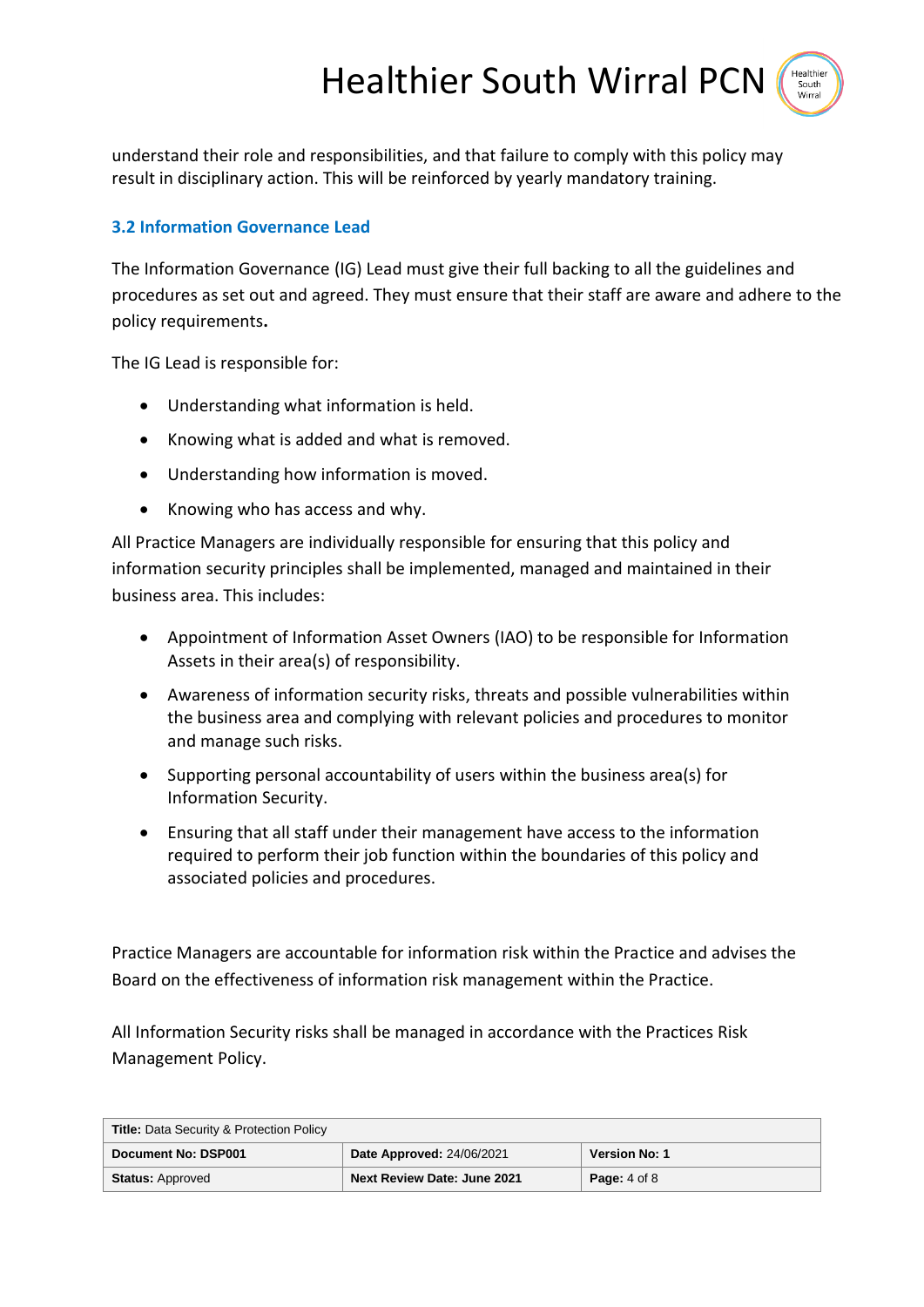understand their role and responsibilities, and that failure to comply with this policy may result in disciplinary action. This will be reinforced by yearly mandatory training.

### 3.2 Information Governance Lead

The Information Governance (IG) Lead must give their full backing to all the guidelines and procedures as set out and agreed. They must ensure that their staff are aware and adhere to the policy requirements.

The IG Lead is responsible for:

- Understanding what information is held.
- Knowing what is added and what is removed.
- Understanding how information is moved.
- Knowing who has access and why.

All Practice Managers are individually responsible for ensuring that this policy and information security principles shall be implemented, managed and maintained in their business area. This includes:

- Appointment of Information Asset Owners (IAO) to be responsible for Information Assets in their area(s) of responsibility.
- Awareness of information security risks, threats and possible vulnerabilities within the business area and complying with relevant policies and procedures to monitor and manage such risks.
- Supporting personal accountability of users within the business area(s) for Information Security.
- Ensuring that all staff under their management have access to the information required to perform their job function within the boundaries of this policy and associated policies and procedures.

Practice Managers are accountable for information risk within the Practice and advises the Board on the effectiveness of information risk management within the Practice.

All Information Security risks shall be managed in accordance with the Practices Risk Management Policy.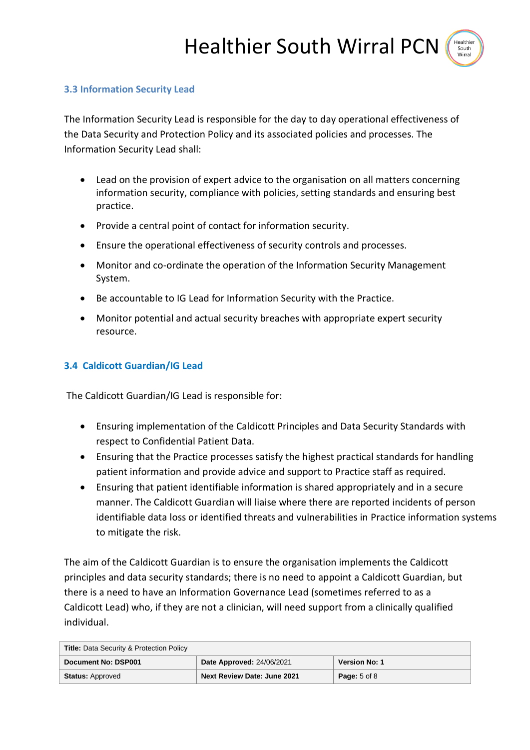### 3.3 Information Security Lead

The Information Security Lead is responsible for the day to day operational effectiveness of the Data Security and Protection Policy and its associated policies and processes. The Information Security Lead shall:

- Lead on the provision of expert advice to the organisation on all matters concerning information security, compliance with policies, setting standards and ensuring best practice.
- Provide a central point of contact for information security.
- Ensure the operational effectiveness of security controls and processes.
- Monitor and co-ordinate the operation of the Information Security Management System.
- Be accountable to IG Lead for Information Security with the Practice.
- Monitor potential and actual security breaches with appropriate expert security resource.

### 3.4 Caldicott Guardian/IG Lead

The Caldicott Guardian/IG Lead is responsible for:

- Ensuring implementation of the Caldicott Principles and Data Security Standards with respect to Confidential Patient Data.
- Ensuring that the Practice processes satisfy the highest practical standards for handling patient information and provide advice and support to Practice staff as required.
- Ensuring that patient identifiable information is shared appropriately and in a secure manner. The Caldicott Guardian will liaise where there are reported incidents of person identifiable data loss or identified threats and vulnerabilities in Practice information systems to mitigate the risk.

The aim of the Caldicott Guardian is to ensure the organisation implements the Caldicott principles and data security standards; there is no need to appoint a Caldicott Guardian, but there is a need to have an Information Governance Lead (sometimes referred to as a Caldicott Lead) who, if they are not a clinician, will need support from a clinically qualified individual.

| **Title:** Data Security & Protection Policy | | |
|---|---|---|
| **Document No: DSP001** | **Date Approved:** 24/06/2021 | **Version No: 1** |
| **Status:** Approved | **Next Review Date: June 2021** | **Page:** 5 of 8 |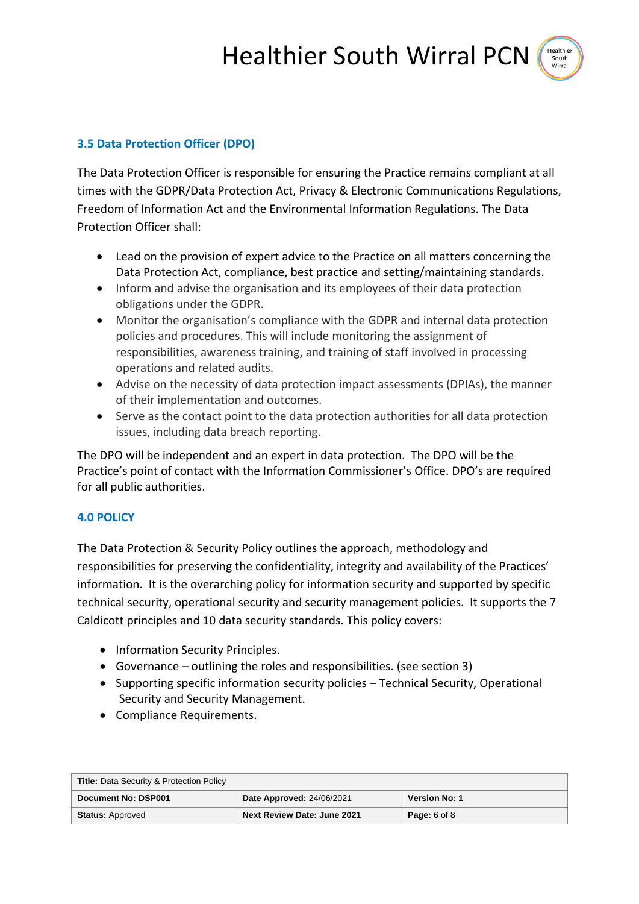### 3.5 Data Protection Officer (DPO)

The Data Protection Officer is responsible for ensuring the Practice remains compliant at all times with the GDPR/Data Protection Act, Privacy & Electronic Communications Regulations, Freedom of Information Act and the Environmental Information Regulations. The Data Protection Officer shall:

- Lead on the provision of expert advice to the Practice on all matters concerning the Data Protection Act, compliance, best practice and setting/maintaining standards.
- Inform and advise the organisation and its employees of their data protection obligations under the GDPR.
- Monitor the organisation's compliance with the GDPR and internal data protection policies and procedures. This will include monitoring the assignment of responsibilities, awareness training, and training of staff involved in processing operations and related audits.
- Advise on the necessity of data protection impact assessments (DPIAs), the manner of their implementation and outcomes.
- Serve as the contact point to the data protection authorities for all data protection issues, including data breach reporting.

The DPO will be independent and an expert in data protection. The DPO will be the Practice's point of contact with the Information Commissioner's Office. DPO's are required for all public authorities.

### 4.0 POLICY

The Data Protection & Security Policy outlines the approach, methodology and responsibilities for preserving the confidentiality, integrity and availability of the Practices' information. It is the overarching policy for information security and supported by specific technical security, operational security and security management policies. It supports the 7 Caldicott principles and 10 data security standards. This policy covers:

- Information Security Principles.
- Governance – outlining the roles and responsibilities. (see section 3)
- Supporting specific information security policies – Technical Security, Operational Security and Security Management.
- Compliance Requirements.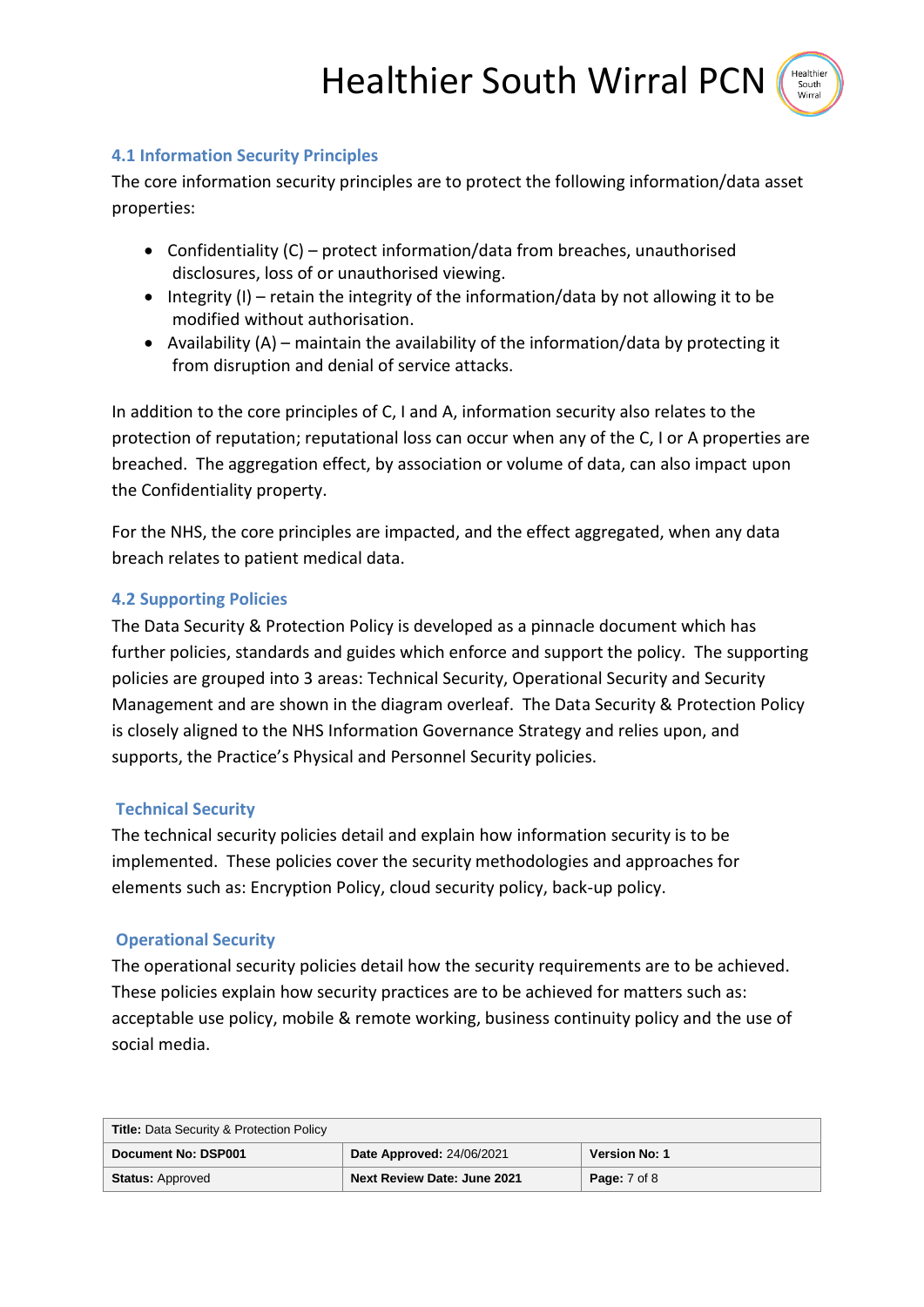## 4.1 Information Security Principles

The core information security principles are to protect the following information/data asset properties:

- Confidentiality (C) – protect information/data from breaches, unauthorised disclosures, loss of or unauthorised viewing.
- Integrity (I) – retain the integrity of the information/data by not allowing it to be modified without authorisation.
- Availability (A) – maintain the availability of the information/data by protecting it from disruption and denial of service attacks.

In addition to the core principles of C, I and A, information security also relates to the protection of reputation; reputational loss can occur when any of the C, I or A properties are breached. The aggregation effect, by association or volume of data, can also impact upon the Confidentiality property.

For the NHS, the core principles are impacted, and the effect aggregated, when any data breach relates to patient medical data.

## 4.2 Supporting Policies

The Data Security & Protection Policy is developed as a pinnacle document which has further policies, standards and guides which enforce and support the policy. The supporting policies are grouped into 3 areas: Technical Security, Operational Security and Security Management and are shown in the diagram overleaf. The Data Security & Protection Policy is closely aligned to the NHS Information Governance Strategy and relies upon, and supports, the Practice's Physical and Personnel Security policies.

### Technical Security

The technical security policies detail and explain how information security is to be implemented. These policies cover the security methodologies and approaches for elements such as: Encryption Policy, cloud security policy, back-up policy.

### Operational Security

The operational security policies detail how the security requirements are to be achieved. These policies explain how security practices are to be achieved for matters such as: acceptable use policy, mobile & remote working, business continuity policy and the use of social media.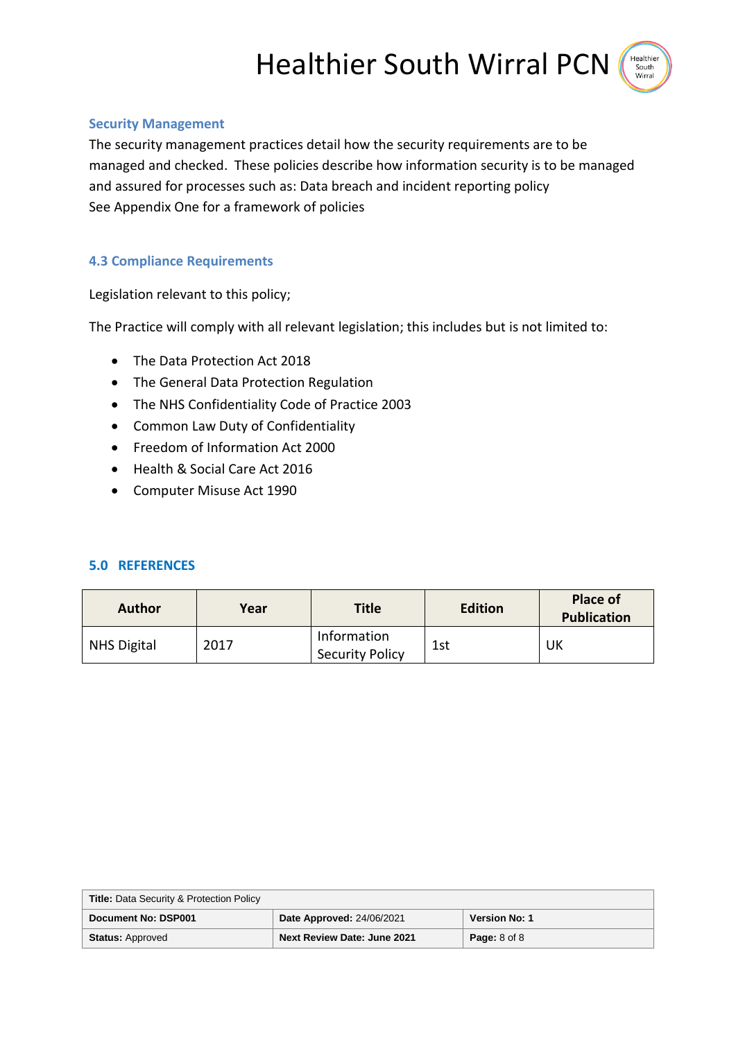### Security Management

The security management practices detail how the security requirements are to be managed and checked. These policies describe how information security is to be managed and assured for processes such as: Data breach and incident reporting policy
See Appendix One for a framework of policies

### 4.3 Compliance Requirements

Legislation relevant to this policy;

The Practice will comply with all relevant legislation; this includes but is not limited to:

- The Data Protection Act 2018
- The General Data Protection Regulation
- The NHS Confidentiality Code of Practice 2003
- Common Law Duty of Confidentiality
- Freedom of Information Act 2000
- Health & Social Care Act 2016
- Computer Misuse Act 1990

## 5.0 REFERENCES

| Author | Year | Title | Edition | Place of Publication |
|---|---|---|---|---|
| NHS Digital | 2017 | Information Security Policy | 1st | UK |

| | | |
|---|---|---|
| **Title:** Data Security & Protection Policy | | |
| **Document No: DSP001** | **Date Approved:** 24/06/2021 | **Version No: 1** |
| **Status:** Approved | **Next Review Date: June 2021** | **Page:** 8 of 8 |